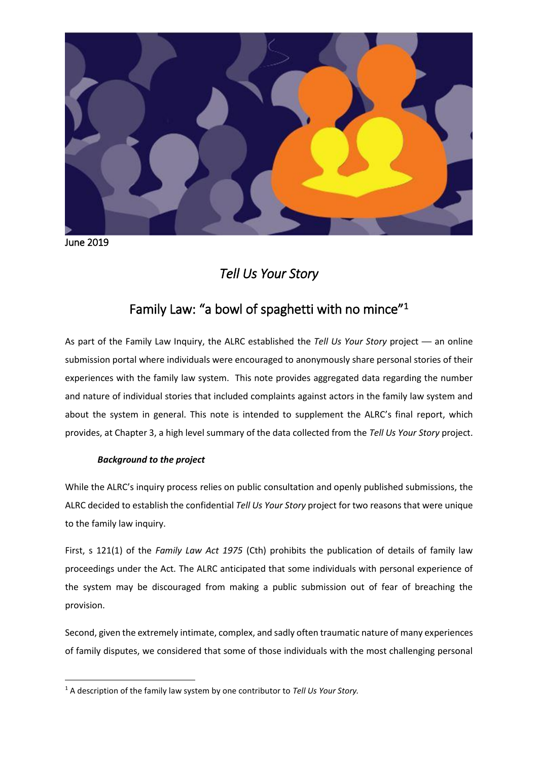June 2019

# *Tell Us Your Story*

## Family Law: "a bowl of spaghetti with no mince"[1]

As part of the Family Law Inquiry, the ALRC established the *Tell Us Your Story* project — an online submission portal where individuals were encouraged to anonymously share personal stories of their experiences with the family law system. This note provides aggregated data regarding the number and nature of individual stories that included complaints against actors in the family law system and about the system in general. This note is intended to supplement the ALRC's final report, which provides, at Chapter 3, a high level summary of the data collected from the *Tell Us Your Story* project.

### ***Background to the project***

While the ALRC's inquiry process relies on public consultation and openly published submissions, the ALRC decided to establish the confidential *Tell Us Your Story* project for two reasons that were unique to the family law inquiry.

First, s 121(1) of the *Family Law Act 1975* (Cth) prohibits the publication of details of family law proceedings under the Act. The ALRC anticipated that some individuals with personal experience of the system may be discouraged from making a public submission out of fear of breaching the provision.

Second, given the extremely intimate, complex, and sadly often traumatic nature of many experiences of family disputes, we considered that some of those individuals with the most challenging personal

[1] A description of the family law system by one contributor to *Tell Us Your Story.*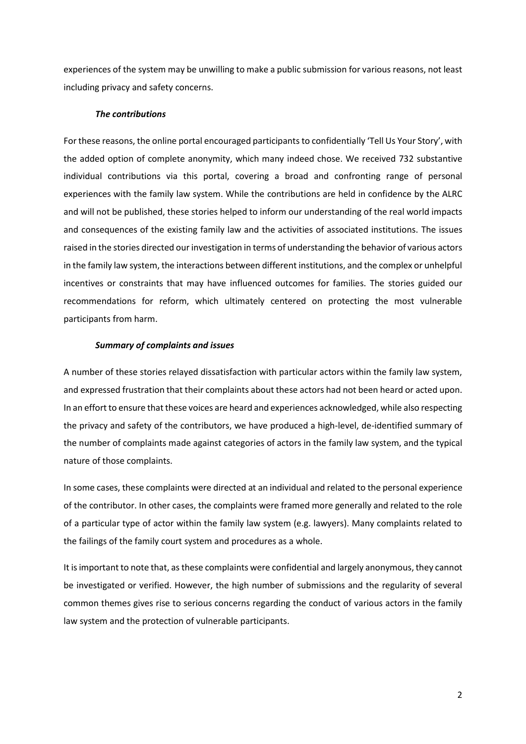experiences of the system may be unwilling to make a public submission for various reasons, not least including privacy and safety concerns.

### *The contributions*

For these reasons, the online portal encouraged participants to confidentially 'Tell Us Your Story', with the added option of complete anonymity, which many indeed chose. We received 732 substantive individual contributions via this portal, covering a broad and confronting range of personal experiences with the family law system. While the contributions are held in confidence by the ALRC and will not be published, these stories helped to inform our understanding of the real world impacts and consequences of the existing family law and the activities of associated institutions. The issues raised in the stories directed our investigation in terms of understanding the behavior of various actors in the family law system, the interactions between different institutions, and the complex or unhelpful incentives or constraints that may have influenced outcomes for families. The stories guided our recommendations for reform, which ultimately centered on protecting the most vulnerable participants from harm.

### *Summary of complaints and issues*

A number of these stories relayed dissatisfaction with particular actors within the family law system, and expressed frustration that their complaints about these actors had not been heard or acted upon. In an effort to ensure that these voices are heard and experiences acknowledged, while also respecting the privacy and safety of the contributors, we have produced a high-level, de-identified summary of the number of complaints made against categories of actors in the family law system, and the typical nature of those complaints.

In some cases, these complaints were directed at an individual and related to the personal experience of the contributor. In other cases, the complaints were framed more generally and related to the role of a particular type of actor within the family law system (e.g. lawyers). Many complaints related to the failings of the family court system and procedures as a whole.

It is important to note that, as these complaints were confidential and largely anonymous, they cannot be investigated or verified. However, the high number of submissions and the regularity of several common themes gives rise to serious concerns regarding the conduct of various actors in the family law system and the protection of vulnerable participants.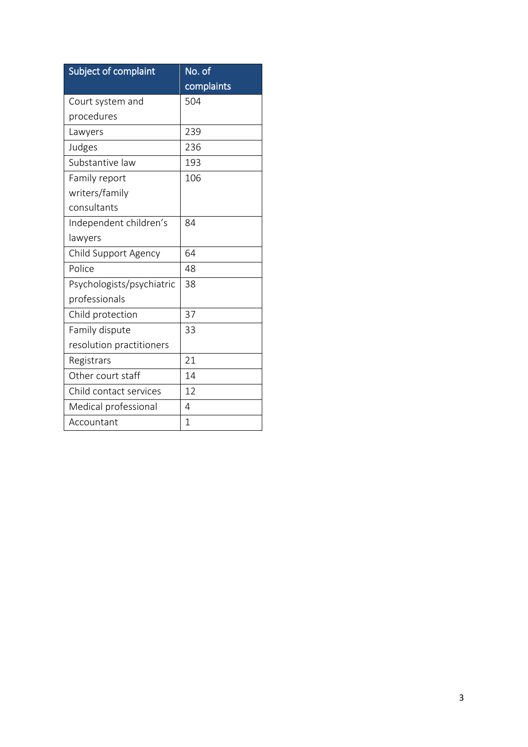| Subject of complaint | No. of complaints |
|---|---|
| Court system and procedures | 504 |
| Lawyers | 239 |
| Judges | 236 |
| Substantive law | 193 |
| Family report writers/family consultants | 106 |
| Independent children's lawyers | 84 |
| Child Support Agency | 64 |
| Police | 48 |
| Psychologists/psychiatric professionals | 38 |
| Child protection | 37 |
| Family dispute resolution practitioners | 33 |
| Registrars | 21 |
| Other court staff | 14 |
| Child contact services | 12 |
| Medical professional | 4 |
| Accountant | 1 |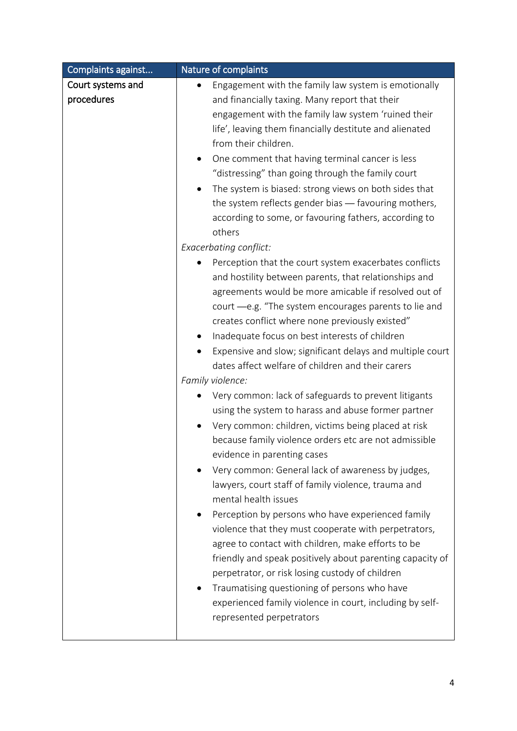| Complaints against... | Nature of complaints |
|---|---|
| Court systems and procedures | • Engagement with the family law system is emotionally and financially taxing. Many report that their engagement with the family law system 'ruined their life', leaving them financially destitute and alienated from their children.<br>• One comment that having terminal cancer is less "distressing" than going through the family court<br>• The system is biased: strong views on both sides that the system reflects gender bias — favouring mothers, according to some, or favouring fathers, according to others<br>*Exacerbating conflict:*<br>• Perception that the court system exacerbates conflicts and hostility between parents, that relationships and agreements would be more amicable if resolved out of court —e.g. "The system encourages parents to lie and creates conflict where none previously existed"<br>• Inadequate focus on best interests of children<br>• Expensive and slow; significant delays and multiple court dates affect welfare of children and their carers<br>*Family violence:*<br>• Very common: lack of safeguards to prevent litigants using the system to harass and abuse former partner<br>• Very common: children, victims being placed at risk because family violence orders etc are not admissible evidence in parenting cases<br>• Very common: General lack of awareness by judges, lawyers, court staff of family violence, trauma and mental health issues<br>• Perception by persons who have experienced family violence that they must cooperate with perpetrators, agree to contact with children, make efforts to be friendly and speak positively about parenting capacity of perpetrator, or risk losing custody of children<br>• Traumatising questioning of persons who have experienced family violence in court, including by self-represented perpetrators |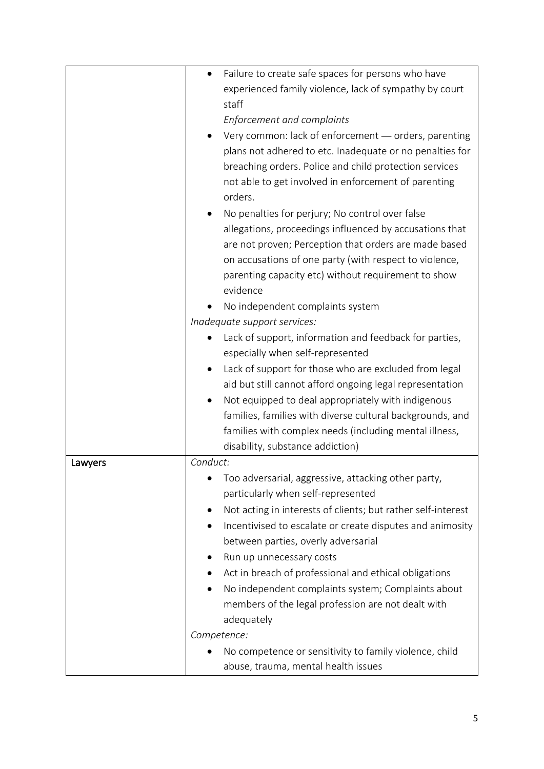| | |
|---|---|
| | • Failure to create safe spaces for persons who have experienced family violence, lack of sympathy by court staff<br>*Enforcement and complaints*<br>• Very common: lack of enforcement — orders, parenting plans not adhered to etc. Inadequate or no penalties for breaching orders. Police and child protection services not able to get involved in enforcement of parenting orders.<br>• No penalties for perjury; No control over false allegations, proceedings influenced by accusations that are not proven; Perception that orders are made based on accusations of one party (with respect to violence, parenting capacity etc) without requirement to show evidence<br>• No independent complaints system<br>*Inadequate support services:*<br>• Lack of support, information and feedback for parties, especially when self-represented<br>• Lack of support for those who are excluded from legal aid but still cannot afford ongoing legal representation<br>• Not equipped to deal appropriately with indigenous families, families with diverse cultural backgrounds, and families with complex needs (including mental illness, disability, substance addiction) |
| Lawyers | *Conduct:*<br>• Too adversarial, aggressive, attacking other party, particularly when self-represented<br>• Not acting in interests of clients; but rather self-interest<br>• Incentivised to escalate or create disputes and animosity between parties, overly adversarial<br>• Run up unnecessary costs<br>• Act in breach of professional and ethical obligations<br>• No independent complaints system; Complaints about members of the legal profession are not dealt with adequately<br>*Competence:*<br>• No competence or sensitivity to family violence, child abuse, trauma, mental health issues |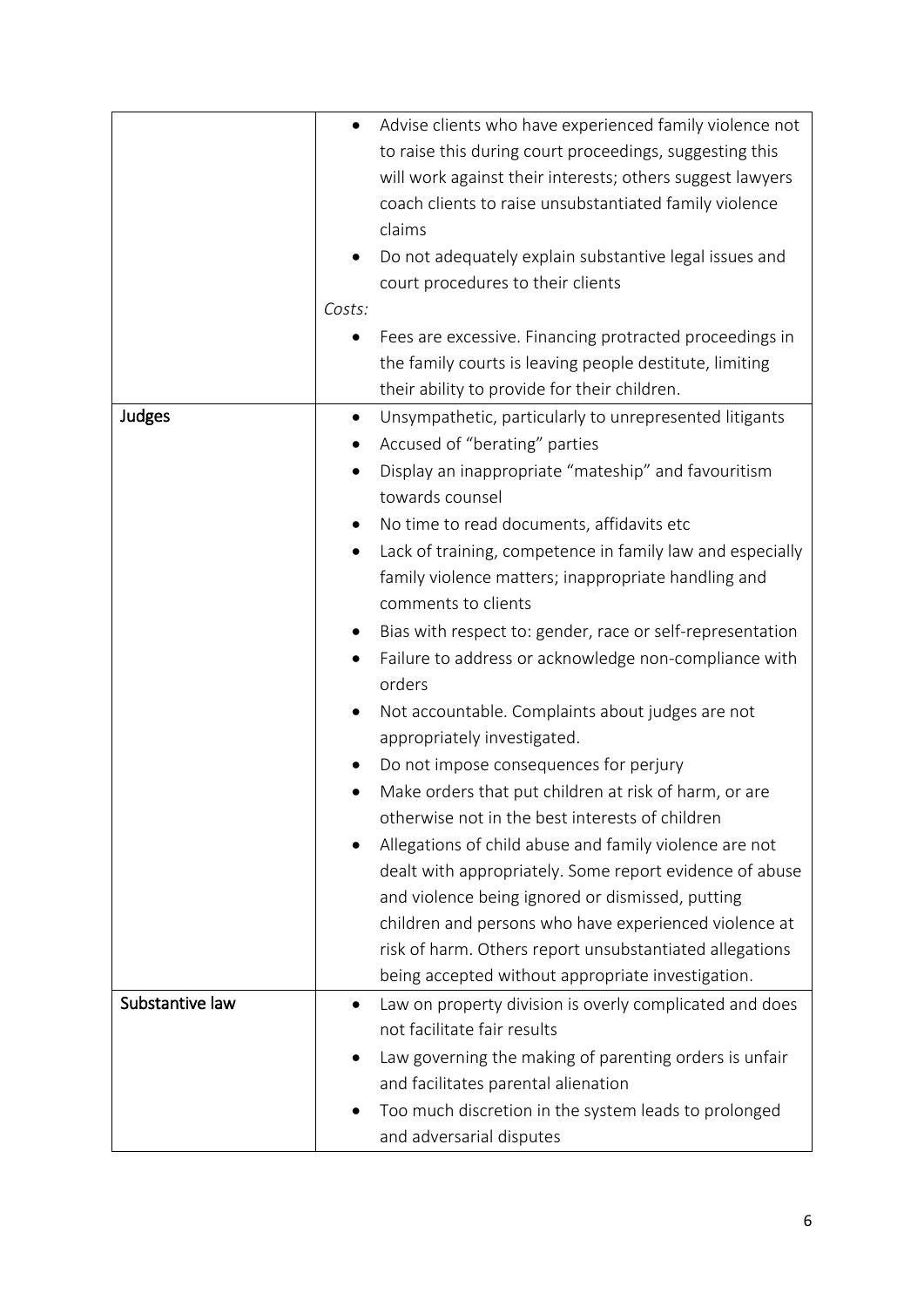| | |
|---|---|
| | • Advise clients who have experienced family violence not to raise this during court proceedings, suggesting this will work against their interests; others suggest lawyers coach clients to raise unsubstantiated family violence claims<br>• Do not adequately explain substantive legal issues and court procedures to their clients<br>*Costs:*<br>• Fees are excessive. Financing protracted proceedings in the family courts is leaving people destitute, limiting their ability to provide for their children. |
| **Judges** | • Unsympathetic, particularly to unrepresented litigants<br>• Accused of "berating" parties<br>• Display an inappropriate "mateship" and favouritism towards counsel<br>• No time to read documents, affidavits etc<br>• Lack of training, competence in family law and especially family violence matters; inappropriate handling and comments to clients<br>• Bias with respect to: gender, race or self-representation<br>• Failure to address or acknowledge non-compliance with orders<br>• Not accountable. Complaints about judges are not appropriately investigated.<br>• Do not impose consequences for perjury<br>• Make orders that put children at risk of harm, or are otherwise not in the best interests of children<br>• Allegations of child abuse and family violence are not dealt with appropriately. Some report evidence of abuse and violence being ignored or dismissed, putting children and persons who have experienced violence at risk of harm. Others report unsubstantiated allegations being accepted without appropriate investigation. |
| **Substantive law** | • Law on property division is overly complicated and does not facilitate fair results<br>• Law governing the making of parenting orders is unfair and facilitates parental alienation<br>• Too much discretion in the system leads to prolonged and adversarial disputes |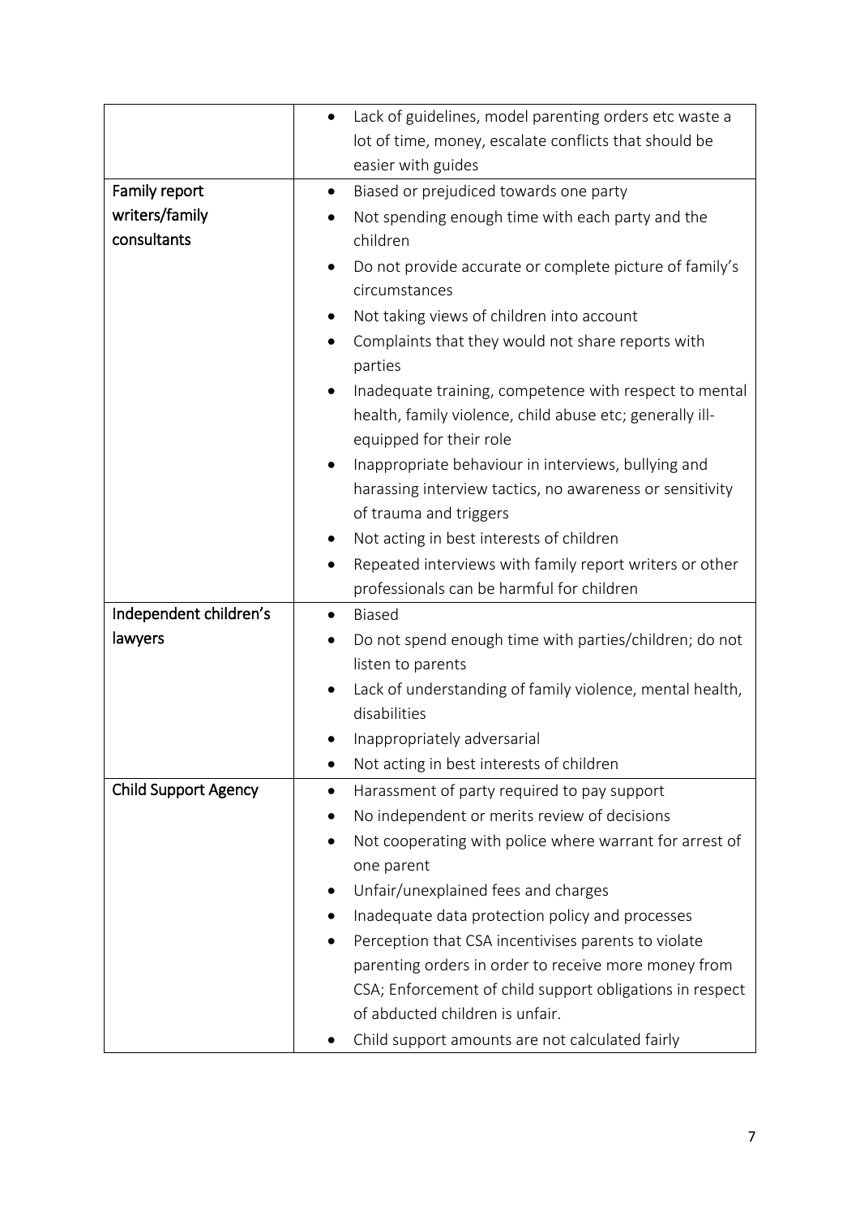| | |
|---|---|
| | • Lack of guidelines, model parenting orders etc waste a lot of time, money, escalate conflicts that should be easier with guides |
| Family report writers/family consultants | • Biased or prejudiced towards one party<br>• Not spending enough time with each party and the children<br>• Do not provide accurate or complete picture of family's circumstances<br>• Not taking views of children into account<br>• Complaints that they would not share reports with parties<br>• Inadequate training, competence with respect to mental health, family violence, child abuse etc; generally ill-equipped for their role<br>• Inappropriate behaviour in interviews, bullying and harassing interview tactics, no awareness or sensitivity of trauma and triggers<br>• Not acting in best interests of children<br>• Repeated interviews with family report writers or other professionals can be harmful for children |
| Independent children's lawyers | • Biased<br>• Do not spend enough time with parties/children; do not listen to parents<br>• Lack of understanding of family violence, mental health, disabilities<br>• Inappropriately adversarial<br>• Not acting in best interests of children |
| Child Support Agency | • Harassment of party required to pay support<br>• No independent or merits review of decisions<br>• Not cooperating with police where warrant for arrest of one parent<br>• Unfair/unexplained fees and charges<br>• Inadequate data protection policy and processes<br>• Perception that CSA incentivises parents to violate parenting orders in order to receive more money from CSA; Enforcement of child support obligations in respect of abducted children is unfair.<br>• Child support amounts are not calculated fairly |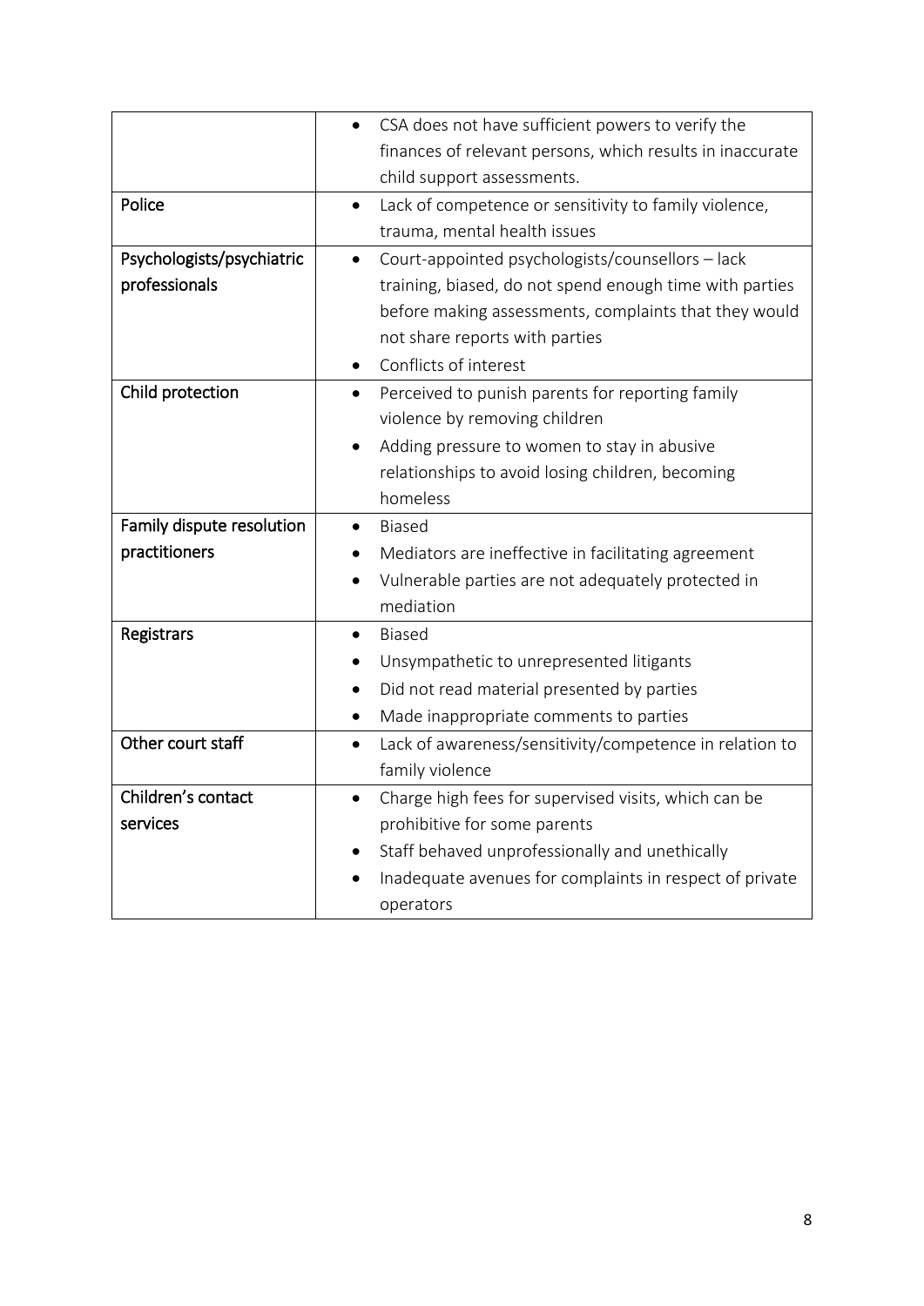| | |
|---|---|
| | • CSA does not have sufficient powers to verify the finances of relevant persons, which results in inaccurate child support assessments. |
| Police | • Lack of competence or sensitivity to family violence, trauma, mental health issues |
| Psychologists/psychiatric professionals | • Court-appointed psychologists/counsellors – lack training, biased, do not spend enough time with parties before making assessments, complaints that they would not share reports with parties<br>• Conflicts of interest |
| Child protection | • Perceived to punish parents for reporting family violence by removing children<br>• Adding pressure to women to stay in abusive relationships to avoid losing children, becoming homeless |
| Family dispute resolution practitioners | • Biased<br>• Mediators are ineffective in facilitating agreement<br>• Vulnerable parties are not adequately protected in mediation |
| Registrars | • Biased<br>• Unsympathetic to unrepresented litigants<br>• Did not read material presented by parties<br>• Made inappropriate comments to parties |
| Other court staff | • Lack of awareness/sensitivity/competence in relation to family violence |
| Children's contact services | • Charge high fees for supervised visits, which can be prohibitive for some parents<br>• Staff behaved unprofessionally and unethically<br>• Inadequate avenues for complaints in respect of private operators |